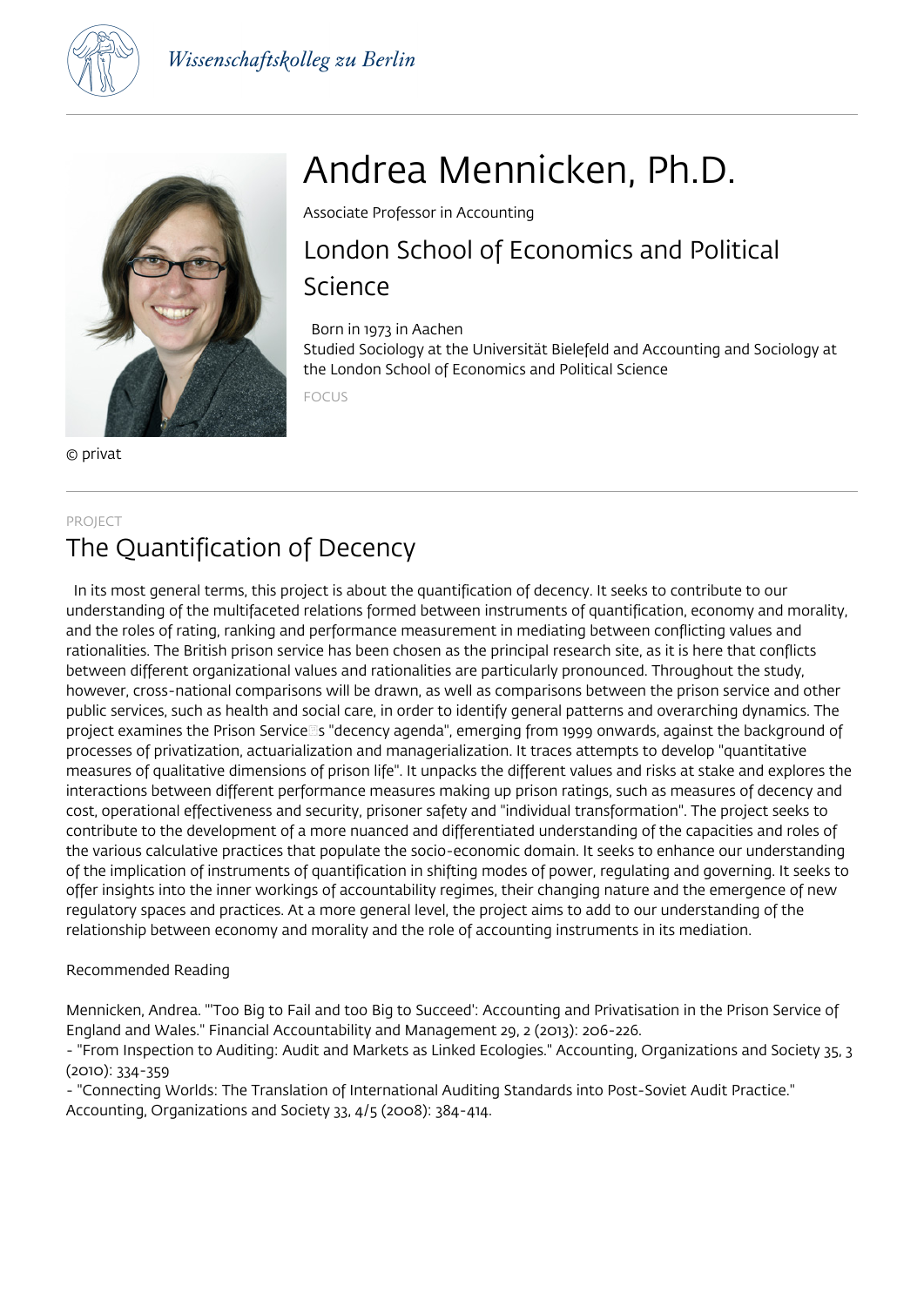Wissenschaftskolleg zu Berlin

# Andrea Mennicken, Ph.D.

Associate Professor in Accounting

## London School of Economics and Political Science

Born in 1973 in Aachen
Studied Sociology at the Universität Bielefeld and Accounting and Sociology at the London School of Economics and Political Science

FOCUS

© privat

PROJECT

## The Quantification of Decency

In its most general terms, this project is about the quantification of decency. It seeks to contribute to our understanding of the multifaceted relations formed between instruments of quantification, economy and morality, and the roles of rating, ranking and performance measurement in mediating between conflicting values and rationalities. The British prison service has been chosen as the principal research site, as it is here that conflicts between different organizational values and rationalities are particularly pronounced. Throughout the study, however, cross-national comparisons will be drawn, as well as comparisons between the prison service and other public services, such as health and social care, in order to identify general patterns and overarching dynamics. The project examines the Prison Service's "decency agenda", emerging from 1999 onwards, against the background of processes of privatization, actuarialization and managerialization. It traces attempts to develop "quantitative measures of qualitative dimensions of prison life". It unpacks the different values and risks at stake and explores the interactions between different performance measures making up prison ratings, such as measures of decency and cost, operational effectiveness and security, prisoner safety and "individual transformation". The project seeks to contribute to the development of a more nuanced and differentiated understanding of the capacities and roles of the various calculative practices that populate the socio-economic domain. It seeks to enhance our understanding of the implication of instruments of quantification in shifting modes of power, regulating and governing. It seeks to offer insights into the inner workings of accountability regimes, their changing nature and the emergence of new regulatory spaces and practices. At a more general level, the project aims to add to our understanding of the relationship between economy and morality and the role of accounting instruments in its mediation.

Recommended Reading

Mennicken, Andrea. "'Too Big to Fail and too Big to Succeed': Accounting and Privatisation in the Prison Service of England and Wales." Financial Accountability and Management 29, 2 (2013): 206-226.
- "From Inspection to Auditing: Audit and Markets as Linked Ecologies." Accounting, Organizations and Society 35, 3 (2010): 334-359
- "Connecting Worlds: The Translation of International Auditing Standards into Post-Soviet Audit Practice." Accounting, Organizations and Society 33, 4/5 (2008): 384-414.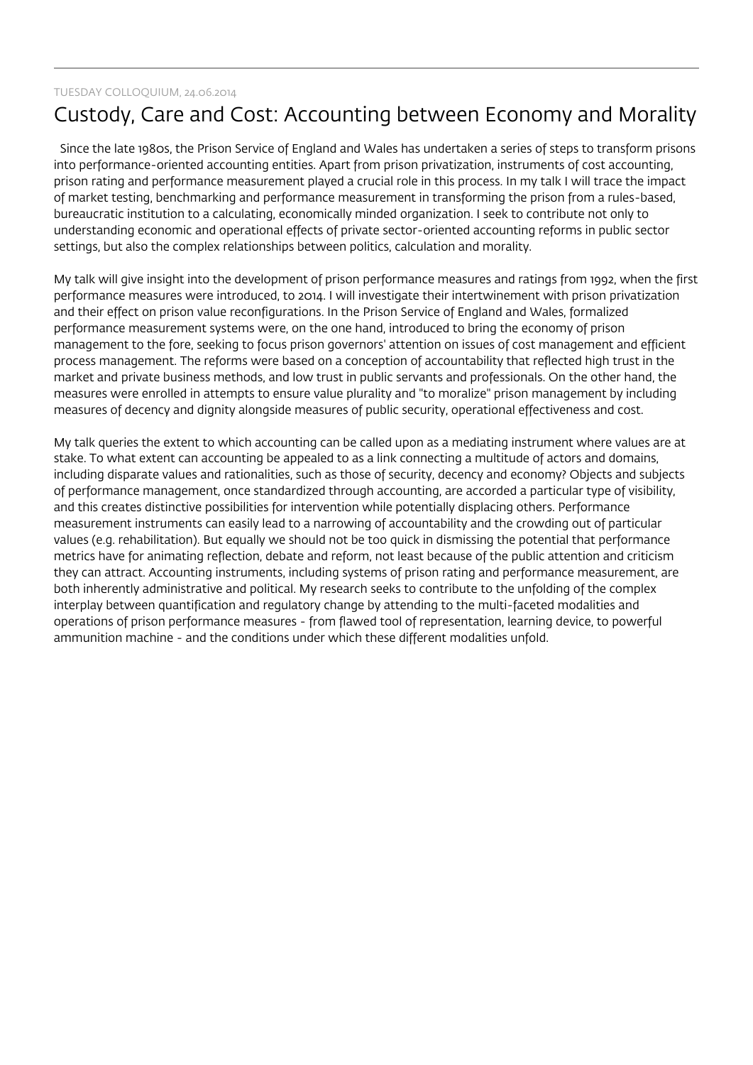TUESDAY COLLOQUIUM, 24.06.2014

# Custody, Care and Cost: Accounting between Economy and Morality

Since the late 1980s, the Prison Service of England and Wales has undertaken a series of steps to transform prisons into performance-oriented accounting entities. Apart from prison privatization, instruments of cost accounting, prison rating and performance measurement played a crucial role in this process. In my talk I will trace the impact of market testing, benchmarking and performance measurement in transforming the prison from a rules-based, bureaucratic institution to a calculating, economically minded organization. I seek to contribute not only to understanding economic and operational effects of private sector-oriented accounting reforms in public sector settings, but also the complex relationships between politics, calculation and morality.

My talk will give insight into the development of prison performance measures and ratings from 1992, when the first performance measures were introduced, to 2014. I will investigate their intertwinement with prison privatization and their effect on prison value reconfigurations. In the Prison Service of England and Wales, formalized performance measurement systems were, on the one hand, introduced to bring the economy of prison management to the fore, seeking to focus prison governors' attention on issues of cost management and efficient process management. The reforms were based on a conception of accountability that reflected high trust in the market and private business methods, and low trust in public servants and professionals. On the other hand, the measures were enrolled in attempts to ensure value plurality and "to moralize" prison management by including measures of decency and dignity alongside measures of public security, operational effectiveness and cost.

My talk queries the extent to which accounting can be called upon as a mediating instrument where values are at stake. To what extent can accounting be appealed to as a link connecting a multitude of actors and domains, including disparate values and rationalities, such as those of security, decency and economy? Objects and subjects of performance management, once standardized through accounting, are accorded a particular type of visibility, and this creates distinctive possibilities for intervention while potentially displacing others. Performance measurement instruments can easily lead to a narrowing of accountability and the crowding out of particular values (e.g. rehabilitation). But equally we should not be too quick in dismissing the potential that performance metrics have for animating reflection, debate and reform, not least because of the public attention and criticism they can attract. Accounting instruments, including systems of prison rating and performance measurement, are both inherently administrative and political. My research seeks to contribute to the unfolding of the complex interplay between quantification and regulatory change by attending to the multi-faceted modalities and operations of prison performance measures - from flawed tool of representation, learning device, to powerful ammunition machine - and the conditions under which these different modalities unfold.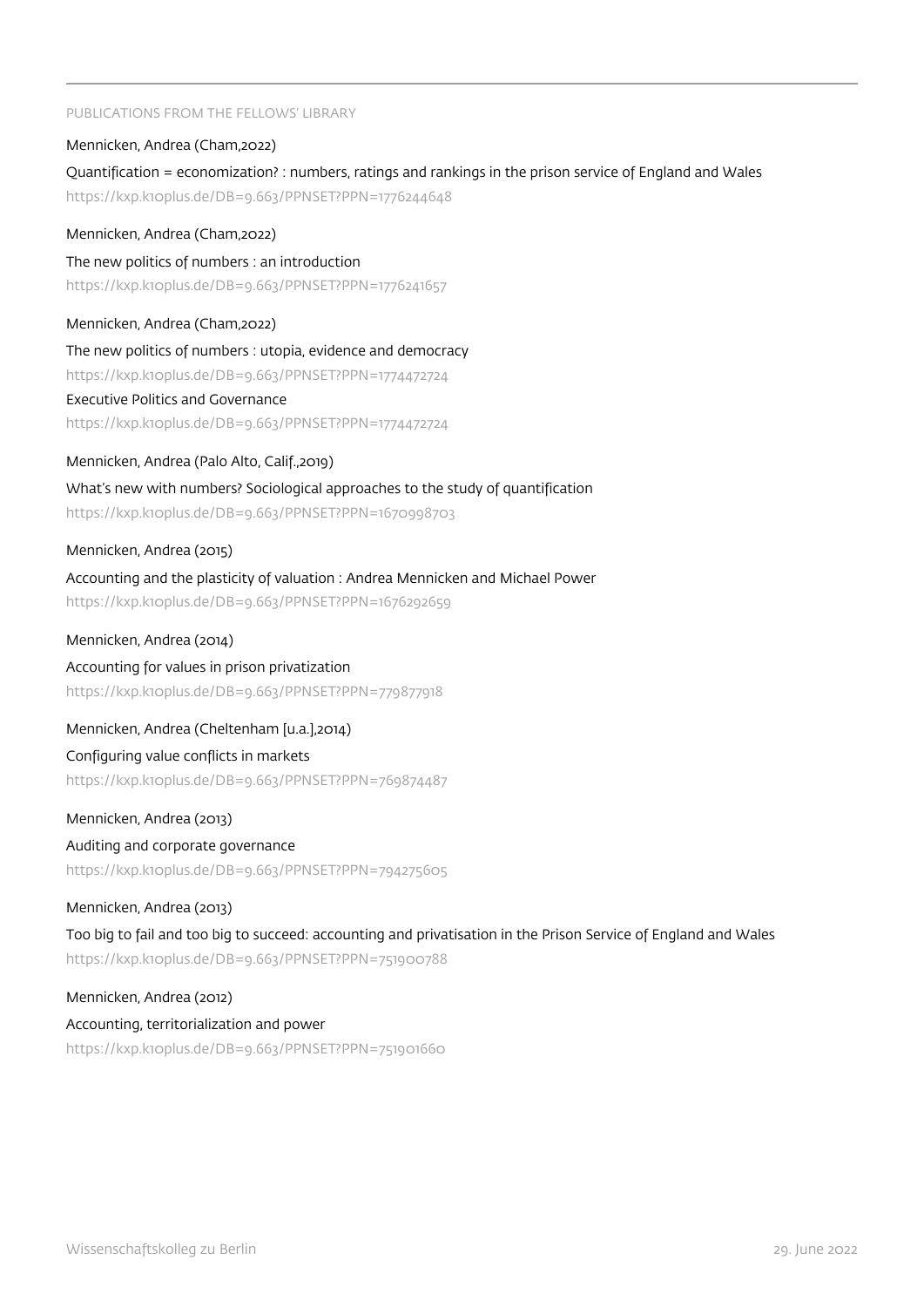PUBLICATIONS FROM THE FELLOWS' LIBRARY

Mennicken, Andrea (Cham,2022)

Quantification = economization? : numbers, ratings and rankings in the prison service of England and Wales

https://kxp.k10plus.de/DB=9.663/PPNSET?PPN=1776244648

Mennicken, Andrea (Cham,2022)

The new politics of numbers : an introduction

https://kxp.k10plus.de/DB=9.663/PPNSET?PPN=1776241657

Mennicken, Andrea (Cham,2022)

The new politics of numbers : utopia, evidence and democracy

https://kxp.k10plus.de/DB=9.663/PPNSET?PPN=1774472724

Executive Politics and Governance

https://kxp.k10plus.de/DB=9.663/PPNSET?PPN=1774472724

Mennicken, Andrea (Palo Alto, Calif.,2019)

What's new with numbers? Sociological approaches to the study of quantification

https://kxp.k10plus.de/DB=9.663/PPNSET?PPN=1670998703

Mennicken, Andrea (2015)

Accounting and the plasticity of valuation : Andrea Mennicken and Michael Power

https://kxp.k10plus.de/DB=9.663/PPNSET?PPN=1676292659

Mennicken, Andrea (2014)

Accounting for values in prison privatization

https://kxp.k10plus.de/DB=9.663/PPNSET?PPN=779877918

Mennicken, Andrea (Cheltenham [u.a.],2014)

Configuring value conflicts in markets

https://kxp.k10plus.de/DB=9.663/PPNSET?PPN=769874487

Mennicken, Andrea (2013)

Auditing and corporate governance

https://kxp.k10plus.de/DB=9.663/PPNSET?PPN=794275605

Mennicken, Andrea (2013)

Too big to fail and too big to succeed: accounting and privatisation in the Prison Service of England and Wales

https://kxp.k10plus.de/DB=9.663/PPNSET?PPN=751900788

Mennicken, Andrea (2012)

Accounting, territorialization and power

https://kxp.k10plus.de/DB=9.663/PPNSET?PPN=751901660